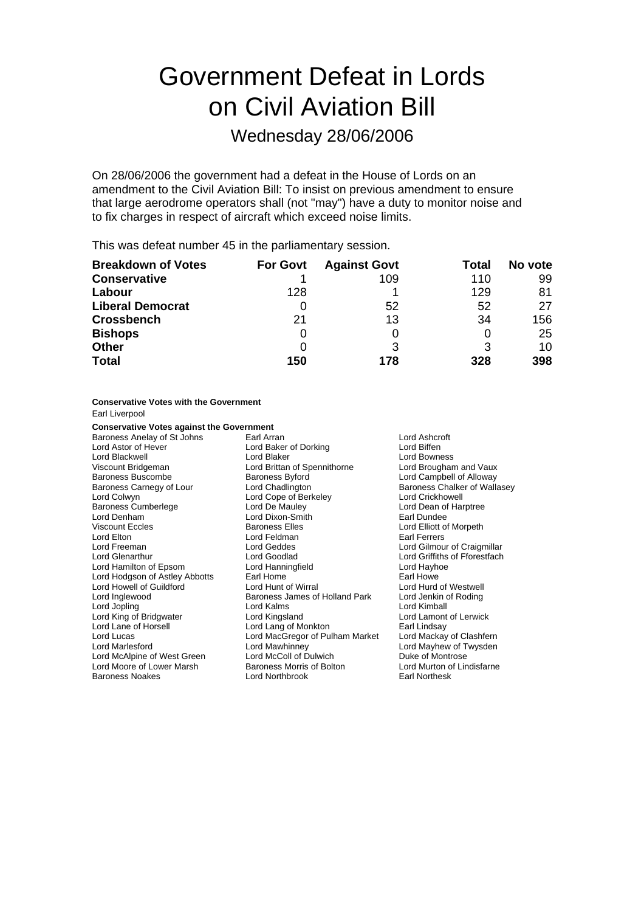# Government Defeat in Lords on Civil Aviation Bill

## Wednesday 28/06/2006

On 28/06/2006 the government had a defeat in the House of Lords on an amendment to the Civil Aviation Bill: To insist on previous amendment to ensure that large aerodrome operators shall (not "may") have a duty to monitor noise and to fix charges in respect of aircraft which exceed noise limits.

This was defeat number 45 in the parliamentary session.

| Breakdown of Votes | For Govt | Against Govt | Total | No vote |
|---|---|---|---|---|
| **Conservative** | 1 | 109 | 110 | 99 |
| **Labour** | 128 | 1 | 129 | 81 |
| **Liberal Democrat** | 0 | 52 | 52 | 27 |
| **Crossbench** | 21 | 13 | 34 | 156 |
| **Bishops** | 0 | 0 | 0 | 25 |
| **Other** | 0 | 3 | 3 | 10 |
| **Total** | **150** | **178** | **328** | **398** |

**Conservative Votes with the Government**

Earl Liverpool

**Conservative Votes against the Government**

Baroness Anelay of St Johns
Earl Arran
Lord Ashcroft
Lord Astor of Hever
Lord Baker of Dorking
Lord Biffen
Lord Blackwell
Lord Blaker
Lord Bowness
Viscount Bridgeman
Lord Brittan of Spennithorne
Lord Brougham and Vaux
Baroness Buscombe
Baroness Byford
Lord Campbell of Alloway
Baroness Carnegy of Lour
Lord Chadlington
Baroness Chalker of Wallasey
Lord Colwyn
Lord Cope of Berkeley
Lord Crickhowell
Baroness Cumberlege
Lord De Mauley
Lord Dean of Harptree
Lord Denham
Lord Dixon-Smith
Earl Dundee
Viscount Eccles
Baroness Elles
Lord Elliott of Morpeth
Lord Elton
Lord Feldman
Earl Ferrers
Lord Freeman
Lord Geddes
Lord Gilmour of Craigmillar
Lord Glenarthur
Lord Goodlad
Lord Griffiths of Fforestfach
Lord Hamilton of Epsom
Lord Hanningfield
Lord Hayhoe
Lord Hodgson of Astley Abbotts
Earl Home
Earl Howe
Lord Howell of Guildford
Lord Hunt of Wirral
Lord Hurd of Westwell
Lord Inglewood
Baroness James of Holland Park
Lord Jenkin of Roding
Lord Jopling
Lord Kalms
Lord Kimball
Lord King of Bridgwater
Lord Kingsland
Lord Lamont of Lerwick
Lord Lane of Horsell
Lord Lang of Monkton
Earl Lindsay
Lord Lucas
Lord MacGregor of Pulham Market
Lord Mackay of Clashfern
Lord Marlesford
Lord Mawhinney
Lord Mayhew of Twysden
Lord McAlpine of West Green
Lord McColl of Dulwich
Duke of Montrose
Lord Moore of Lower Marsh
Baroness Morris of Bolton
Lord Murton of Lindisfarne
Baroness Noakes
Lord Northbrook
Earl Northesk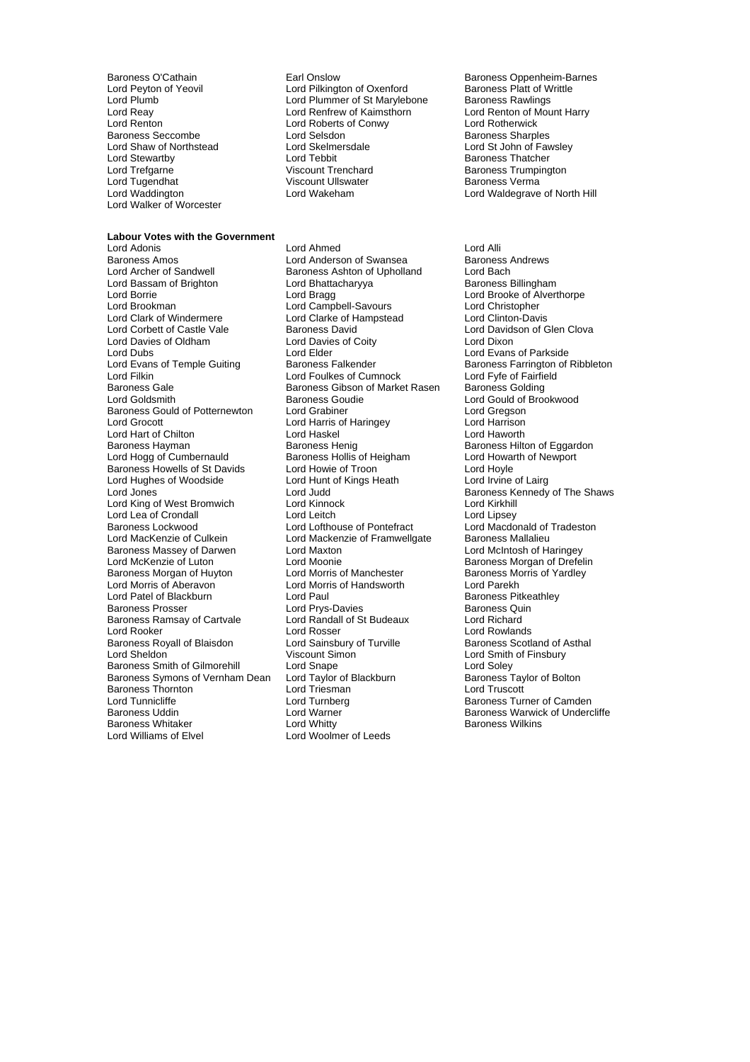Baroness O'Cathain
Earl Onslow
Baroness Oppenheim-Barnes
Lord Peyton of Yeovil
Lord Pilkington of Oxenford
Baroness Platt of Writtle
Lord Plumb
Lord Plummer of St Marylebone
Baroness Rawlings
Lord Reay
Lord Renfrew of Kaimsthorn
Lord Renton of Mount Harry
Lord Renton
Lord Roberts of Conwy
Lord Rotherwick
Baroness Seccombe
Lord Selsdon
Baroness Sharples
Lord Shaw of Northstead
Lord Skelmersdale
Lord St John of Fawsley
Lord Stewartby
Lord Tebbit
Baroness Thatcher
Lord Trefgarne
Viscount Trenchard
Baroness Trumpington
Lord Tugendhat
Viscount Ullswater
Baroness Verma
Lord Waddington
Lord Wakeham
Lord Waldegrave of North Hill
Lord Walker of Worcester

**Labour Votes with the Government**

Lord Adonis
Lord Ahmed
Lord Alli
Baroness Amos
Lord Anderson of Swansea
Baroness Andrews
Lord Archer of Sandwell
Baroness Ashton of Upholland
Lord Bach
Lord Bassam of Brighton
Lord Bhattacharyya
Baroness Billingham
Lord Borrie
Lord Bragg
Lord Brooke of Alverthorpe
Lord Brookman
Lord Campbell-Savours
Lord Christopher
Lord Clark of Windermere
Lord Clarke of Hampstead
Lord Clinton-Davis
Lord Corbett of Castle Vale
Baroness David
Lord Davidson of Glen Clova
Lord Davies of Oldham
Lord Davies of Coity
Lord Dixon
Lord Dubs
Lord Elder
Lord Evans of Parkside
Lord Evans of Temple Guiting
Baroness Falkender
Baroness Farrington of Ribbleton
Lord Filkin
Lord Foulkes of Cumnock
Lord Fyfe of Fairfield
Baroness Gale
Baroness Gibson of Market Rasen
Baroness Golding
Lord Goldsmith
Baroness Goudie
Lord Gould of Brookwood
Baroness Gould of Potternewton
Lord Grabiner
Lord Gregson
Lord Grocott
Lord Harris of Haringey
Lord Harrison
Lord Hart of Chilton
Lord Haskel
Lord Haworth
Baroness Hayman
Baroness Henig
Baroness Hilton of Eggardon
Lord Hogg of Cumbernauld
Baroness Hollis of Heigham
Lord Howarth of Newport
Baroness Howells of St Davids
Lord Howie of Troon
Lord Hoyle
Lord Hughes of Woodside
Lord Hunt of Kings Heath
Lord Irvine of Lairg
Lord Jones
Lord Judd
Baroness Kennedy of The Shaws
Lord King of West Bromwich
Lord Kinnock
Lord Kirkhill
Lord Lea of Crondall
Lord Leitch
Lord Lipsey
Baroness Lockwood
Lord Lofthouse of Pontefract
Lord Macdonald of Tradeston
Lord MacKenzie of Culkein
Lord Mackenzie of Framwellgate
Baroness Mallalieu
Baroness Massey of Darwen
Lord Maxton
Lord McIntosh of Haringey
Lord McKenzie of Luton
Lord Moonie
Baroness Morgan of Drefelin
Baroness Morgan of Huyton
Lord Morris of Manchester
Baroness Morris of Yardley
Lord Morris of Aberavon
Lord Morris of Handsworth
Lord Parekh
Lord Patel of Blackburn
Lord Paul
Baroness Pitkeathley
Baroness Prosser
Lord Prys-Davies
Baroness Quin
Baroness Ramsay of Cartvale
Lord Randall of St Budeaux
Lord Richard
Lord Rooker
Lord Rosser
Lord Rowlands
Baroness Royall of Blaisdon
Lord Sainsbury of Turville
Baroness Scotland of Asthal
Lord Sheldon
Viscount Simon
Lord Smith of Finsbury
Baroness Smith of Gilmorehill
Lord Snape
Lord Soley
Baroness Symons of Vernham Dean
Lord Taylor of Blackburn
Baroness Taylor of Bolton
Baroness Thornton
Lord Triesman
Lord Truscott
Lord Tunnicliffe
Lord Turnberg
Baroness Turner of Camden
Baroness Uddin
Lord Warner
Baroness Warwick of Undercliffe
Baroness Whitaker
Lord Whitty
Baroness Wilkins
Lord Williams of Elvel
Lord Woolmer of Leeds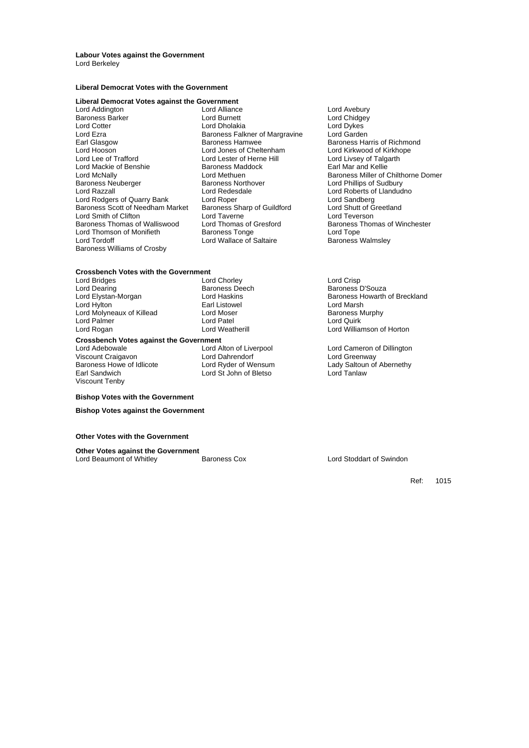**Labour Votes against the Government**
Lord Berkeley

**Liberal Democrat Votes with the Government**

**Liberal Democrat Votes against the Government**

| | | |
|---|---|---|
| Lord Addington | Lord Alliance | Lord Avebury |
| Baroness Barker | Lord Burnett | Lord Chidgey |
| Lord Cotter | Lord Dholakia | Lord Dykes |
| Lord Ezra | Baroness Falkner of Margravine | Lord Garden |
| Earl Glasgow | Baroness Hamwee | Baroness Harris of Richmond |
| Lord Hooson | Lord Jones of Cheltenham | Lord Kirkwood of Kirkhope |
| Lord Lee of Trafford | Lord Lester of Herne Hill | Lord Livsey of Talgarth |
| Lord Mackie of Benshie | Baroness Maddock | Earl Mar and Kellie |
| Lord McNally | Lord Methuen | Baroness Miller of Chilthorne Domer |
| Baroness Neuberger | Baroness Northover | Lord Phillips of Sudbury |
| Lord Razzall | Lord Redesdale | Lord Roberts of Llandudno |
| Lord Rodgers of Quarry Bank | Lord Roper | Lord Sandberg |
| Baroness Scott of Needham Market | Baroness Sharp of Guildford | Lord Shutt of Greetland |
| Lord Smith of Clifton | Lord Taverne | Lord Teverson |
| Baroness Thomas of Walliswood | Lord Thomas of Gresford | Baroness Thomas of Winchester |
| Lord Thomson of Monifieth | Baroness Tonge | Lord Tope |
| Lord Tordoff | Lord Wallace of Saltaire | Baroness Walmsley |
| Baroness Williams of Crosby | | |

**Crossbench Votes with the Government**

| | | |
|---|---|---|
| Lord Bridges | Lord Chorley | Lord Crisp |
| Lord Dearing | Baroness Deech | Baroness D'Souza |
| Lord Elystan-Morgan | Lord Haskins | Baroness Howarth of Breckland |
| Lord Hylton | Earl Listowel | Lord Marsh |
| Lord Molyneaux of Killead | Lord Moser | Baroness Murphy |
| Lord Palmer | Lord Patel | Lord Quirk |
| Lord Rogan | Lord Weatherill | Lord Williamson of Horton |

**Crossbench Votes against the Government**

| | | |
|---|---|---|
| Lord Adebowale | Lord Alton of Liverpool | Lord Cameron of Dillington |
| Viscount Craigavon | Lord Dahrendorf | Lord Greenway |
| Baroness Howe of Idlicote | Lord Ryder of Wensum | Lady Saltoun of Abernethy |
| Earl Sandwich | Lord St John of Bletso | Lord Tanlaw |
| Viscount Tenby | | |

**Bishop Votes with the Government**

**Bishop Votes against the Government**

**Other Votes with the Government**

**Other Votes against the Government**

| | | |
|---|---|---|
| Lord Beaumont of Whitley | Baroness Cox | Lord Stoddart of Swindon |

Ref: 1015